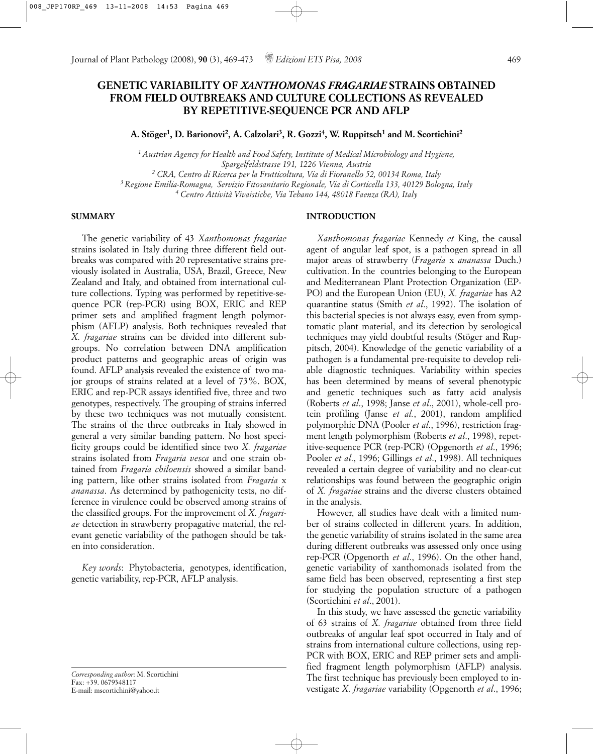# GENETIC VARIABILITY OF *XANTHOMONAS FRAGARIAE* STRAINS OBTAINED FROM FIELD OUTBREAKS AND CULTURE COLLECTIONS AS REVEALED BY REPETITIVE-SEQUENCE PCR AND AFLP

**A. Stöger[1], D. Barionovi[2], A. Calzolari[3], R. Gozzi[4], W. Ruppitsch[1] and M. Scortichini[2]**

*[1] Austrian Agency for Health and Food Safety, Institute of Medical Microbiology and Hygiene, Spargelfeldstrasse 191, 1226 Vienna, Austria*
*[2] CRA, Centro di Ricerca per la Frutticoltura, Via di Fioranello 52, 00134 Roma, Italy*
*[3] Regione Emilia-Romagna, Servizio Fitosanitario Regionale, Via di Corticella 133, 40129 Bologna, Italy*
*[4] Centro Attività Vivaistiche, Via Tebano 144, 48018 Faenza (RA), Italy*

## SUMMARY

The genetic variability of 43 *Xanthomonas fragariae* strains isolated in Italy during three different field outbreaks was compared with 20 representative strains previously isolated in Australia, USA, Brazil, Greece, New Zealand and Italy, and obtained from international culture collections. Typing was performed by repetitive-sequence PCR (rep-PCR) using BOX, ERIC and REP primer sets and amplified fragment length polymorphism (AFLP) analysis. Both techniques revealed that *X. fragariae* strains can be divided into different subgroups. No correlation between DNA amplification product patterns and geographic areas of origin was found. AFLP analysis revealed the existence of two major groups of strains related at a level of 73%. BOX, ERIC and rep-PCR assays identified five, three and two genotypes, respectively. The grouping of strains inferred by these two techniques was not mutually consistent. The strains of the three outbreaks in Italy showed in general a very similar banding pattern. No host specificity groups could be identified since two *X. fragariae* strains isolated from *Fragaria vesca* and one strain obtained from *Fragaria chiloensis* showed a similar banding pattern, like other strains isolated from *Fragaria* x *ananassa*. As determined by pathogenicity tests, no difference in virulence could be observed among strains of the classified groups. For the improvement of *X. fragariae* detection in strawberry propagative material, the relevant genetic variability of the pathogen should be taken into consideration.

*Key words*: Phytobacteria, genotypes, identification, genetic variability, rep-PCR, AFLP analysis.

## INTRODUCTION

*Xanthomonas fragariae* Kennedy *et* King, the causal agent of angular leaf spot, is a pathogen spread in all major areas of strawberry (*Fragaria* x *ananassa* Duch.) cultivation. In the countries belonging to the European and Mediterranean Plant Protection Organization (EPPO) and the European Union (EU), *X. fragariae* has A2 quarantine status (Smith *et al*., 1992). The isolation of this bacterial species is not always easy, even from symptomatic plant material, and its detection by serological techniques may yield doubtful results (Stöger and Ruppitsch, 2004). Knowledge of the genetic variability of a pathogen is a fundamental pre-requisite to develop reliable diagnostic techniques. Variability within species has been determined by means of several phenotypic and genetic techniques such as fatty acid analysis (Roberts *et al*., 1998; Janse *et al*., 2001), whole-cell protein profiling (Janse *et al.*, 2001), random amplified polymorphic DNA (Pooler *et al*., 1996), restriction fragment length polymorphism (Roberts *et al*., 1998), repetitive-sequence PCR (rep-PCR) (Opgenorth *et al*., 1996; Pooler *et al*., 1996; Gillings *et al*., 1998). All techniques revealed a certain degree of variability and no clear-cut relationships was found between the geographic origin of *X. fragariae* strains and the diverse clusters obtained in the analysis.

However, all studies have dealt with a limited number of strains collected in different years. In addition, the genetic variability of strains isolated in the same area during different outbreaks was assessed only once using rep-PCR (Opgenorth *et al*., 1996). On the other hand, genetic variability of xanthomonads isolated from the same field has been observed, representing a first step for studying the population structure of a pathogen (Scortichini *et al*., 2001).

In this study, we have assessed the genetic variability of 63 strains of *X. fragariae* obtained from three field outbreaks of angular leaf spot occurred in Italy and of strains from international culture collections, using rep-PCR with BOX, ERIC and REP primer sets and amplified fragment length polymorphism (AFLP) analysis. The first technique has previously been employed to investigate *X. fragariae* variability (Opgenorth *et al*., 1996;

*Corresponding author*: M. Scortichini
Fax: +39. 0679348117
E-mail: mscortichini@yahoo.it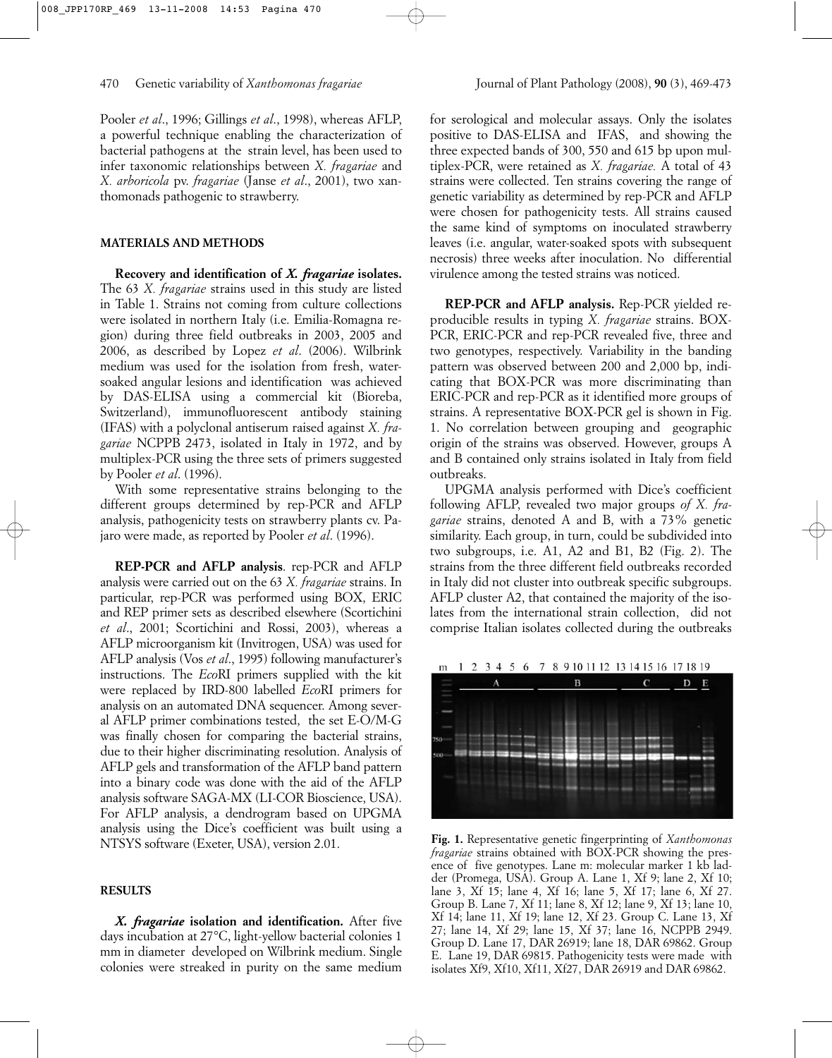Pooler *et al*., 1996; Gillings *et al*., 1998), whereas AFLP, a powerful technique enabling the characterization of bacterial pathogens at the strain level, has been used to infer taxonomic relationships between *X. fragariae* and *X. arboricola* pv. *fragariae* (Janse *et al*., 2001), two xanthomonads pathogenic to strawberry.

## MATERIALS AND METHODS

**Recovery and identification of *X. fragariae* isolates.** The 63 *X. fragariae* strains used in this study are listed in Table 1. Strains not coming from culture collections were isolated in northern Italy (i.e. Emilia-Romagna region) during three field outbreaks in 2003, 2005 and 2006, as described by Lopez *et al*. (2006). Wilbrink medium was used for the isolation from fresh, water-soaked angular lesions and identification was achieved by DAS-ELISA using a commercial kit (Bioreba, Switzerland), immunofluorescent antibody staining (IFAS) with a polyclonal antiserum raised against *X. fragariae* NCPPB 2473, isolated in Italy in 1972, and by multiplex-PCR using the three sets of primers suggested by Pooler *et al*. (1996).

With some representative strains belonging to the different groups determined by rep-PCR and AFLP analysis, pathogenicity tests on strawberry plants cv. Pajaro were made, as reported by Pooler *et al*. (1996).

**REP-PCR and AFLP analysis**. rep-PCR and AFLP analysis were carried out on the 63 *X. fragariae* strains. In particular, rep-PCR was performed using BOX, ERIC and REP primer sets as described elsewhere (Scortichini *et al*., 2001; Scortichini and Rossi, 2003), whereas a AFLP microorganism kit (Invitrogen, USA) was used for AFLP analysis (Vos *et al*., 1995) following manufacturer's instructions. The *Eco*RI primers supplied with the kit were replaced by IRD-800 labelled *Eco*RI primers for analysis on an automated DNA sequencer. Among several AFLP primer combinations tested, the set E-O/M-G was finally chosen for comparing the bacterial strains, due to their higher discriminating resolution. Analysis of AFLP gels and transformation of the AFLP band pattern into a binary code was done with the aid of the AFLP analysis software SAGA-MX (LI-COR Bioscience, USA). For AFLP analysis, a dendrogram based on UPGMA analysis using the Dice's coefficient was built using a NTSYS software (Exeter, USA), version 2.01.

## RESULTS

***X. fragariae* isolation and identification.** After five days incubation at 27°C, light-yellow bacterial colonies 1 mm in diameter developed on Wilbrink medium. Single colonies were streaked in purity on the same medium for serological and molecular assays. Only the isolates positive to DAS-ELISA and IFAS, and showing the three expected bands of 300, 550 and 615 bp upon multiplex-PCR, were retained as *X. fragariae.* A total of 43 strains were collected. Ten strains covering the range of genetic variability as determined by rep-PCR and AFLP were chosen for pathogenicity tests. All strains caused the same kind of symptoms on inoculated strawberry leaves (i.e. angular, water-soaked spots with subsequent necrosis) three weeks after inoculation. No differential virulence among the tested strains was noticed.

**REP-PCR and AFLP analysis.** Rep-PCR yielded reproducible results in typing *X. fragariae* strains. BOX-PCR, ERIC-PCR and rep-PCR revealed five, three and two genotypes, respectively. Variability in the banding pattern was observed between 200 and 2,000 bp, indicating that BOX-PCR was more discriminating than ERIC-PCR and rep-PCR as it identified more groups of strains. A representative BOX-PCR gel is shown in Fig. 1. No correlation between grouping and geographic origin of the strains was observed. However, groups A and B contained only strains isolated in Italy from field outbreaks.

UPGMA analysis performed with Dice's coefficient following AFLP, revealed two major groups *of X. fragariae* strains, denoted A and B, with a 73% genetic similarity. Each group, in turn, could be subdivided into two subgroups, i.e. A1, A2 and B1, B2 (Fig. 2). The strains from the three different field outbreaks recorded in Italy did not cluster into outbreak specific subgroups. AFLP cluster A2, that contained the majority of the isolates from the international strain collection, did not comprise Italian isolates collected during the outbreaks

**Fig. 1.** Representative genetic fingerprinting of *Xanthomonas fragariae* strains obtained with BOX-PCR showing the presence of five genotypes. Lane m: molecular marker 1 kb ladder (Promega, USA). Group A. Lane 1, Xf 9; lane 2, Xf 10; lane 3, Xf 15; lane 4, Xf 16; lane 5, Xf 17; lane 6, Xf 27. Group B. Lane 7, Xf 11; lane 8, Xf 12; lane 9, Xf 13; lane 10, Xf 14; lane 11, Xf 19; lane 12, Xf 23. Group C. Lane 13, Xf 27; lane 14, Xf 29; lane 15, Xf 37; lane 16, NCPPB 2949. Group D. Lane 17, DAR 26919; lane 18, DAR 69862. Group E. Lane 19, DAR 69815. Pathogenicity tests were made with isolates Xf9, Xf10, Xf11, Xf27, DAR 26919 and DAR 69862.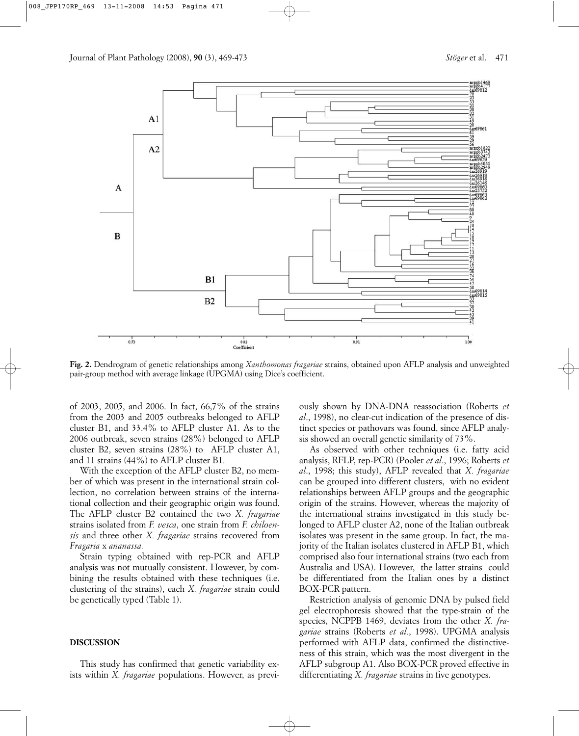**Fig. 2.** Dendrogram of genetic relationships among *Xanthomonas fragariae* strains, obtained upon AFLP analysis and unweighted pair-group method with average linkage (UPGMA) using Dice's coefficient.

of 2003, 2005, and 2006. In fact, 66,7% of the strains from the 2003 and 2005 outbreaks belonged to AFLP cluster B1, and 33.4% to AFLP cluster A1. As to the 2006 outbreak, seven strains (28%) belonged to AFLP cluster B2, seven strains (28%) to AFLP cluster A1, and 11 strains (44%) to AFLP cluster B1.

With the exception of the AFLP cluster B2, no member of which was present in the international strain collection, no correlation between strains of the international collection and their geographic origin was found. The AFLP cluster B2 contained the two *X. fragariae* strains isolated from *F. vesca*, one strain from *F. chiloensis* and three other *X. fragariae* strains recovered from *Fragaria* x *ananassa.*

Strain typing obtained with rep-PCR and AFLP analysis was not mutually consistent. However, by combining the results obtained with these techniques (i.e. clustering of the strains), each *X. fragariae* strain could be genetically typed (Table 1).

## DISCUSSION

This study has confirmed that genetic variability exists within *X. fragariae* populations. However, as previously shown by DNA-DNA reassociation (Roberts *et al*., 1998), no clear-cut indication of the presence of distinct species or pathovars was found, since AFLP analysis showed an overall genetic similarity of 73%.

As observed with other techniques (i.e. fatty acid analysis, RFLP, rep-PCR) (Pooler *et al*., 1996; Roberts *et al*., 1998; this study), AFLP revealed that *X. fragariae* can be grouped into different clusters, with no evident relationships between AFLP groups and the geographic origin of the strains. However, whereas the majority of the international strains investigated in this study belonged to AFLP cluster A2, none of the Italian outbreak isolates was present in the same group. In fact, the majority of the Italian isolates clustered in AFLP B1, which comprised also four international strains (two each from Australia and USA). However, the latter strains could be differentiated from the Italian ones by a distinct BOX-PCR pattern.

Restriction analysis of genomic DNA by pulsed field gel electrophoresis showed that the type-strain of the species, NCPPB 1469, deviates from the other *X. fragariae* strains (Roberts *et al.*, 1998). UPGMA analysis performed with AFLP data, confirmed the distinctiveness of this strain, which was the most divergent in the AFLP subgroup A1. Also BOX-PCR proved effective in differentiating *X. fragariae* strains in five genotypes.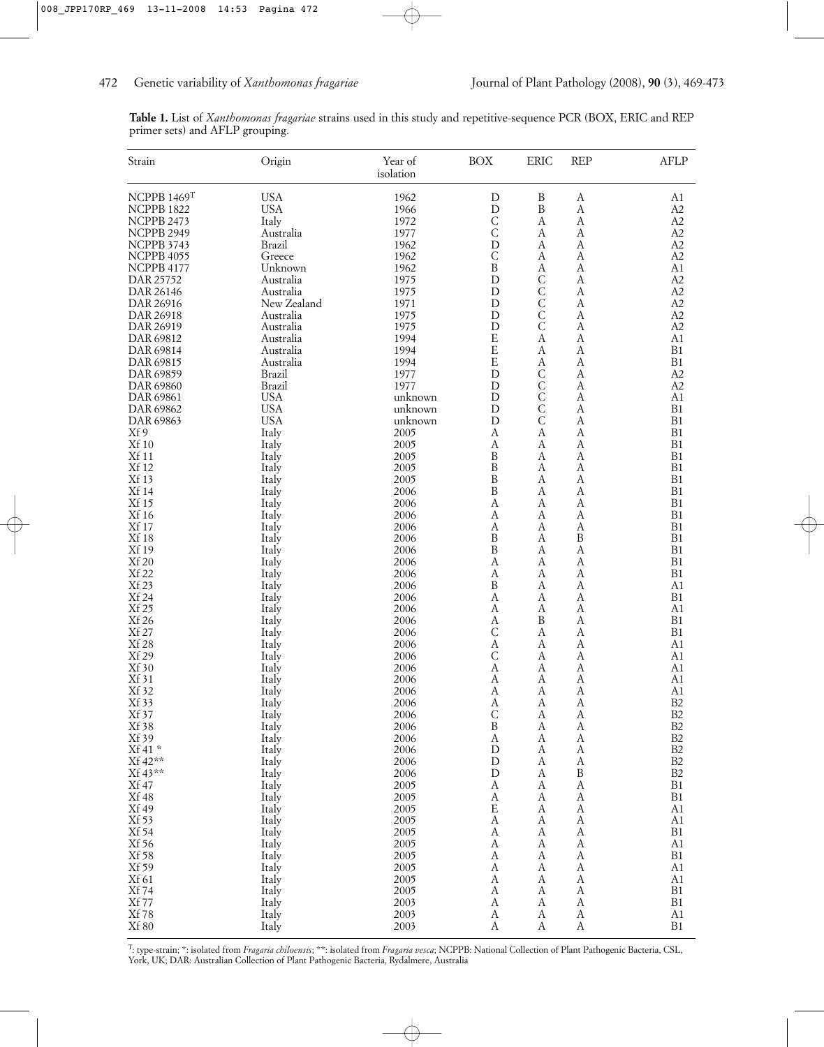**Table 1.** List of *Xanthomonas fragariae* strains used in this study and repetitive-sequence PCR (BOX, ERIC and REP primer sets) and AFLP grouping.

| Strain | Origin | Year of isolation | BOX | ERIC | REP | AFLP |
|---|---|---|---|---|---|---|
| NCPPB 1469[T] | USA | 1962 | D | B | A | A1 |
| NCPPB 1822 | USA | 1966 | D | B | A | A2 |
| NCPPB 2473 | Italy | 1972 | C | A | A | A2 |
| NCPPB 2949 | Australia | 1977 | C | A | A | A2 |
| NCPPB 3743 | Brazil | 1962 | D | A | A | A2 |
| NCPPB 4055 | Greece | 1962 | C | A | A | A2 |
| NCPPB 4177 | Unknown | 1962 | B | A | A | A1 |
| DAR 25752 | Australia | 1975 | D | C | A | A2 |
| DAR 26146 | Australia | 1975 | D | C | A | A2 |
| DAR 26916 | New Zealand | 1971 | D | C | A | A2 |
| DAR 26918 | Australia | 1975 | D | C | A | A2 |
| DAR 26919 | Australia | 1975 | D | C | A | A2 |
| DAR 69812 | Australia | 1994 | E | A | A | A1 |
| DAR 69814 | Australia | 1994 | E | A | A | B1 |
| DAR 69815 | Australia | 1994 | E | A | A | B1 |
| DAR 69859 | Brazil | 1977 | D | C | A | A2 |
| DAR 69860 | Brazil | 1977 | D | C | A | A2 |
| DAR 69861 | USA | unknown | D | C | A | A1 |
| DAR 69862 | USA | unknown | D | C | A | B1 |
| DAR 69863 | USA | unknown | D | C | A | B1 |
| Xf 9 | Italy | 2005 | A | A | A | B1 |
| Xf 10 | Italy | 2005 | A | A | A | B1 |
| Xf 11 | Italy | 2005 | B | A | A | B1 |
| Xf 12 | Italy | 2005 | B | A | A | B1 |
| Xf 13 | Italy | 2005 | B | A | A | B1 |
| Xf 14 | Italy | 2006 | B | A | A | B1 |
| Xf 15 | Italy | 2006 | A | A | A | B1 |
| Xf 16 | Italy | 2006 | A | A | A | B1 |
| Xf 17 | Italy | 2006 | A | A | A | B1 |
| Xf 18 | Italy | 2006 | B | A | B | B1 |
| Xf 19 | Italy | 2006 | B | A | A | B1 |
| Xf 20 | Italy | 2006 | A | A | A | B1 |
| Xf 22 | Italy | 2006 | A | A | A | B1 |
| Xf 23 | Italy | 2006 | B | A | A | A1 |
| Xf 24 | Italy | 2006 | A | A | A | B1 |
| Xf 25 | Italy | 2006 | A | A | A | A1 |
| Xf 26 | Italy | 2006 | A | B | A | B1 |
| Xf 27 | Italy | 2006 | C | A | A | B1 |
| Xf 28 | Italy | 2006 | A | A | A | A1 |
| Xf 29 | Italy | 2006 | C | A | A | A1 |
| Xf 30 | Italy | 2006 | A | A | A | A1 |
| Xf 31 | Italy | 2006 | A | A | A | A1 |
| Xf 32 | Italy | 2006 | A | A | A | A1 |
| Xf 33 | Italy | 2006 | A | A | A | B2 |
| Xf 37 | Italy | 2006 | C | A | A | B2 |
| Xf 38 | Italy | 2006 | B | A | A | B2 |
| Xf 39 | Italy | 2006 | A | A | A | B2 |
| Xf 41 * | Italy | 2006 | D | A | A | B2 |
| Xf 42** | Italy | 2006 | D | A | A | B2 |
| Xf 43** | Italy | 2006 | D | A | B | B2 |
| Xf 47 | Italy | 2005 | A | A | A | B1 |
| Xf 48 | Italy | 2005 | A | A | A | B1 |
| Xf 49 | Italy | 2005 | E | A | A | A1 |
| Xf 53 | Italy | 2005 | A | A | A | A1 |
| Xf 54 | Italy | 2005 | A | A | A | B1 |
| Xf 56 | Italy | 2005 | A | A | A | A1 |
| Xf 58 | Italy | 2005 | A | A | A | B1 |
| Xf 59 | Italy | 2005 | A | A | A | A1 |
| Xf 61 | Italy | 2005 | A | A | A | A1 |
| Xf 74 | Italy | 2005 | A | A | A | B1 |
| Xf 77 | Italy | 2003 | A | A | A | B1 |
| Xf 78 | Italy | 2003 | A | A | A | A1 |
| Xf 80 | Italy | 2003 | A | A | A | B1 |

[T]: type-strain; *: isolated from *Fragaria chiloensis*; **: isolated from *Fragaria vesca*; NCPPB: National Collection of Plant Pathogenic Bacteria, CSL, York, UK; DAR: Australian Collection of Plant Pathogenic Bacteria, Rydalmere, Australia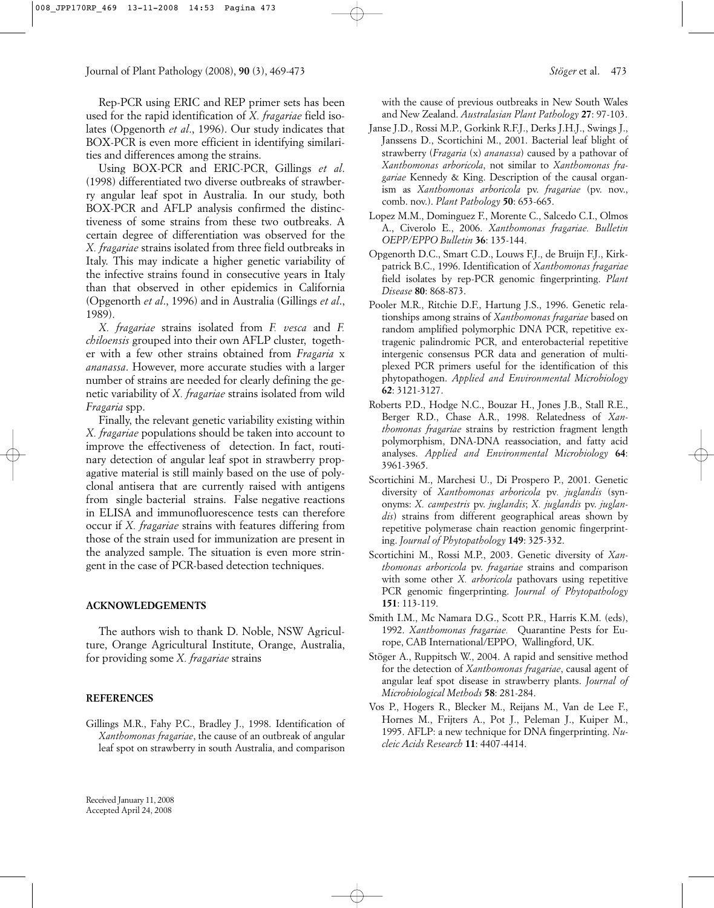Rep-PCR using ERIC and REP primer sets has been used for the rapid identification of *X. fragariae* field isolates (Opgenorth *et al*., 1996). Our study indicates that BOX-PCR is even more efficient in identifying similarities and differences among the strains.

Using BOX-PCR and ERIC-PCR, Gillings *et al*. (1998) differentiated two diverse outbreaks of strawberry angular leaf spot in Australia. In our study, both BOX-PCR and AFLP analysis confirmed the distinctiveness of some strains from these two outbreaks. A certain degree of differentiation was observed for the *X. fragariae* strains isolated from three field outbreaks in Italy. This may indicate a higher genetic variability of the infective strains found in consecutive years in Italy than that observed in other epidemics in California (Opgenorth *et al*., 1996) and in Australia (Gillings *et al*., 1989).

*X. fragariae* strains isolated from *F. vesca* and *F. chiloensis* grouped into their own AFLP cluster, together with a few other strains obtained from *Fragaria* x *ananassa*. However, more accurate studies with a larger number of strains are needed for clearly defining the genetic variability of *X. fragariae* strains isolated from wild *Fragaria* spp.

Finally, the relevant genetic variability existing within *X. fragariae* populations should be taken into account to improve the effectiveness of detection. In fact, routinary detection of angular leaf spot in strawberry propagative material is still mainly based on the use of polyclonal antisera that are currently raised with antigens from single bacterial strains. False negative reactions in ELISA and immunofluorescence tests can therefore occur if *X. fragariae* strains with features differing from those of the strain used for immunization are present in the analyzed sample. The situation is even more stringent in the case of PCR-based detection techniques.

## ACKNOWLEDGEMENTS

The authors wish to thank D. Noble, NSW Agriculture, Orange Agricultural Institute, Orange, Australia, for providing some *X. fragariae* strains

## REFERENCES

Gillings M.R., Fahy P.C., Bradley J., 1998. Identification of *Xanthomonas fragariae*, the cause of an outbreak of angular leaf spot on strawberry in south Australia, and comparison with the cause of previous outbreaks in New South Wales and New Zealand. *Australasian Plant Pathology* **27**: 97-103.

Janse J.D., Rossi M.P., Gorkink R.F.J., Derks J.H.J., Swings J., Janssens D., Scortichini M., 2001. Bacterial leaf blight of strawberry (*Fragaria* (x) *ananassa*) caused by a pathovar of *Xanthomonas arboricola*, not similar to *Xanthomonas fragariae* Kennedy & King. Description of the causal organism as *Xanthomonas arboricola* pv. *fragariae* (pv. nov., comb. nov.). *Plant Pathology* **50**: 653-665.

Lopez M.M., Dominguez F., Morente C., Salcedo C.I., Olmos A., Civerolo E., 2006. *Xanthomonas fragariae. Bulletin OEPP/EPPO Bulletin* **36**: 135-144.

Opgenorth D.C., Smart C.D., Louws F.J., de Bruijn F.J., Kirkpatrick B.C., 1996. Identification of *Xanthomonas fragariae* field isolates by rep-PCR genomic fingerprinting. *Plant Disease* **80**: 868-873.

Pooler M.R., Ritchie D.F., Hartung J.S., 1996. Genetic relationships among strains of *Xanthomonas fragariae* based on random amplified polymorphic DNA PCR, repetitive extragenic palindromic PCR, and enterobacterial repetitive intergenic consensus PCR data and generation of multiplexed PCR primers useful for the identification of this phytopathogen. *Applied and Environmental Microbiology* **62**: 3121-3127.

Roberts P.D., Hodge N.C., Bouzar H., Jones J.B., Stall R.E., Berger R.D., Chase A.R., 1998. Relatedness of *Xanthomonas fragariae* strains by restriction fragment length polymorphism, DNA-DNA reassociation, and fatty acid analyses. *Applied and Environmental Microbiology* **64**: 3961-3965.

Scortichini M., Marchesi U., Di Prospero P., 2001. Genetic diversity of *Xanthomonas arboricola* pv*. juglandis* (synonyms: *X. campestris* pv. *juglandis*; *X. juglandis* pv. *juglandis*) strains from different geographical areas shown by repetitive polymerase chain reaction genomic fingerprinting. *Journal of Phytopathology* **149**: 325-332.

Scortichini M., Rossi M.P., 2003. Genetic diversity of *Xanthomonas arboricola* pv. *fragariae* strains and comparison with some other *X. arboricola* pathovars using repetitive PCR genomic fingerprinting. *Journal of Phytopathology* **151**: 113-119.

Smith I.M., Mc Namara D.G., Scott P.R., Harris K.M. (eds), 1992. *Xanthomonas fragariae.* Quarantine Pests for Europe, CAB International/EPPO, Wallingford, UK.

Stöger A., Ruppitsch W., 2004. A rapid and sensitive method for the detection of *Xanthomonas fragariae*, causal agent of angular leaf spot disease in strawberry plants. *Journal of Microbiological Methods* **58**: 281-284.

Vos P., Hogers R., Blecker M., Reijans M., Van de Lee F., Hornes M., Frijters A., Pot J., Peleman J., Kuiper M., 1995. AFLP: a new technique for DNA fingerprinting. *Nucleic Acids Research* **11**: 4407-4414.

Received January 11, 2008
Accepted April 24, 2008